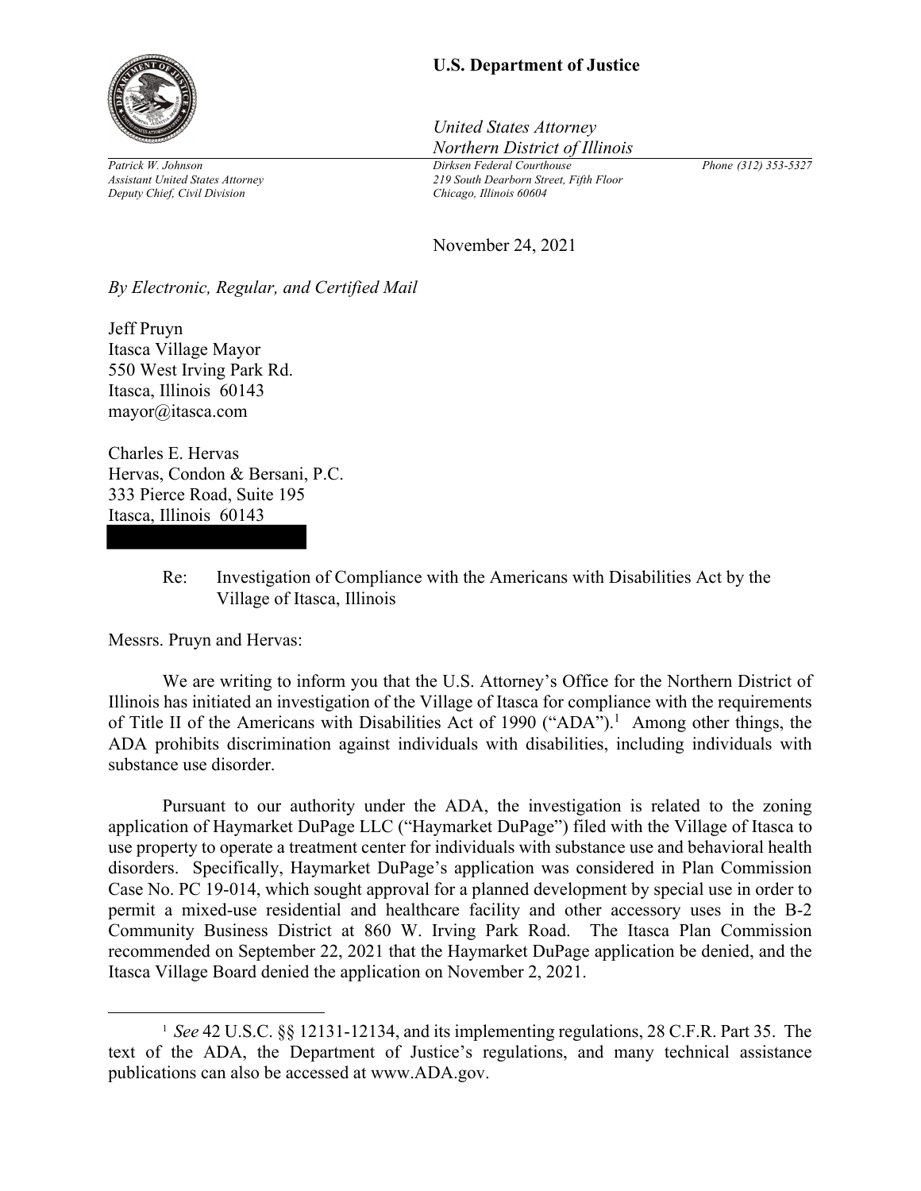**U.S. Department of Justice**

*United States Attorney*
*Northern District of Illinois*

*Patrick W. Johnson*
*Assistant United States Attorney*
*Deputy Chief, Civil Division*

*Dirksen Federal Courthouse*
*219 South Dearborn Street, Fifth Floor*
*Chicago, Illinois 60604*

*Phone (312) 353-5327*

November 24, 2021

*By Electronic, Regular, and Certified Mail*

Jeff Pruyn
Itasca Village Mayor
550 West Irving Park Rd.
Itasca, Illinois 60143
mayor@itasca.com

Charles E. Hervas
Hervas, Condon & Bersani, P.C.
333 Pierce Road, Suite 195
Itasca, Illinois 60143

Re: Investigation of Compliance with the Americans with Disabilities Act by the Village of Itasca, Illinois

Messrs. Pruyn and Hervas:

We are writing to inform you that the U.S. Attorney's Office for the Northern District of Illinois has initiated an investigation of the Village of Itasca for compliance with the requirements of Title II of the Americans with Disabilities Act of 1990 ("ADA").[1] Among other things, the ADA prohibits discrimination against individuals with disabilities, including individuals with substance use disorder.

Pursuant to our authority under the ADA, the investigation is related to the zoning application of Haymarket DuPage LLC ("Haymarket DuPage") filed with the Village of Itasca to use property to operate a treatment center for individuals with substance use and behavioral health disorders. Specifically, Haymarket DuPage's application was considered in Plan Commission Case No. PC 19-014, which sought approval for a planned development by special use in order to permit a mixed-use residential and healthcare facility and other accessory uses in the B-2 Community Business District at 860 W. Irving Park Road. The Itasca Plan Commission recommended on September 22, 2021 that the Haymarket DuPage application be denied, and the Itasca Village Board denied the application on November 2, 2021.

[1] *See* 42 U.S.C. §§ 12131-12134, and its implementing regulations, 28 C.F.R. Part 35. The text of the ADA, the Department of Justice's regulations, and many technical assistance publications can also be accessed at www.ADA.gov.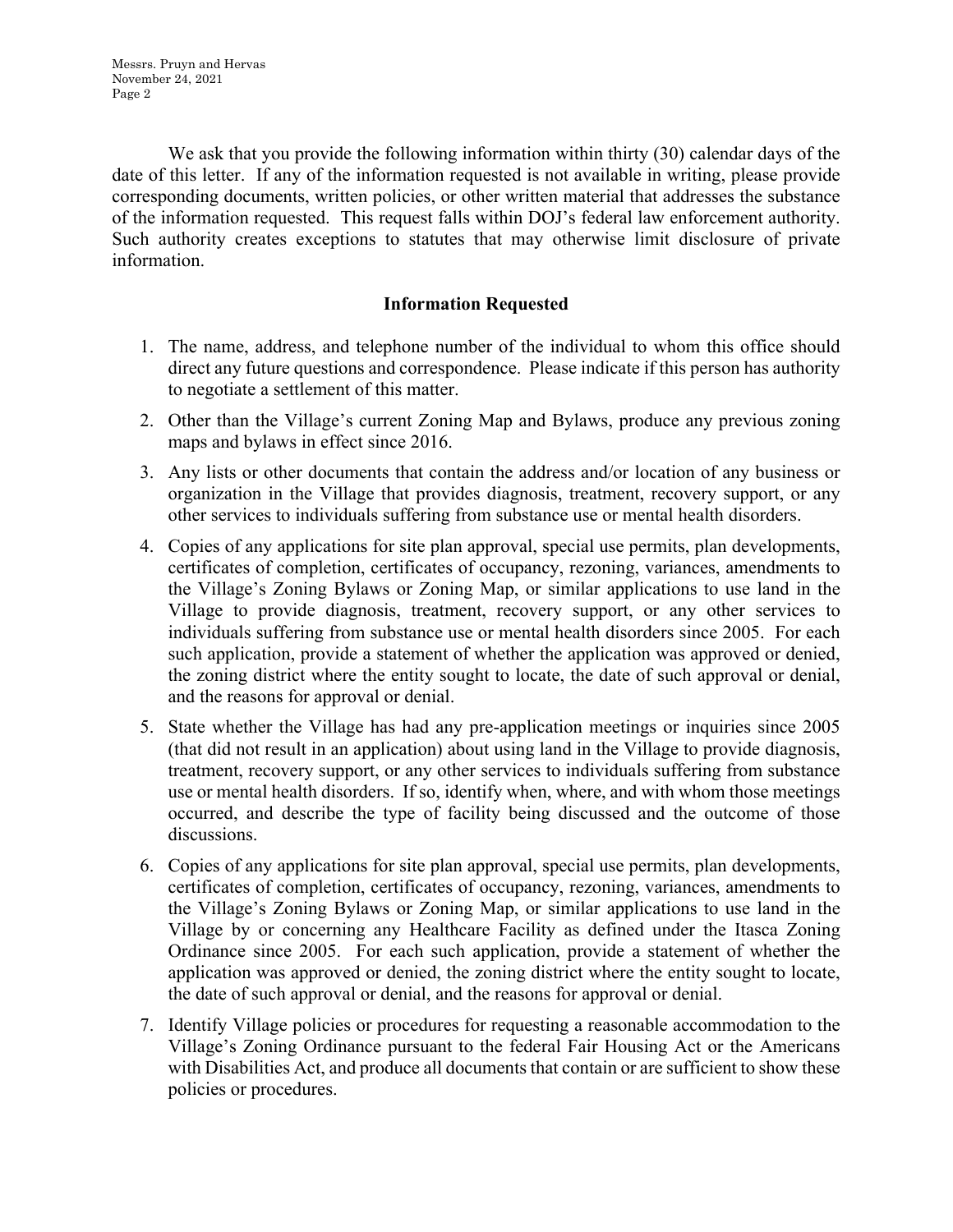We ask that you provide the following information within thirty (30) calendar days of the date of this letter. If any of the information requested is not available in writing, please provide corresponding documents, written policies, or other written material that addresses the substance of the information requested. This request falls within DOJ's federal law enforcement authority. Such authority creates exceptions to statutes that may otherwise limit disclosure of private information.

**Information Requested**

1. The name, address, and telephone number of the individual to whom this office should direct any future questions and correspondence. Please indicate if this person has authority to negotiate a settlement of this matter.
2. Other than the Village's current Zoning Map and Bylaws, produce any previous zoning maps and bylaws in effect since 2016.
3. Any lists or other documents that contain the address and/or location of any business or organization in the Village that provides diagnosis, treatment, recovery support, or any other services to individuals suffering from substance use or mental health disorders.
4. Copies of any applications for site plan approval, special use permits, plan developments, certificates of completion, certificates of occupancy, rezoning, variances, amendments to the Village's Zoning Bylaws or Zoning Map, or similar applications to use land in the Village to provide diagnosis, treatment, recovery support, or any other services to individuals suffering from substance use or mental health disorders since 2005. For each such application, provide a statement of whether the application was approved or denied, the zoning district where the entity sought to locate, the date of such approval or denial, and the reasons for approval or denial.
5. State whether the Village has had any pre-application meetings or inquiries since 2005 (that did not result in an application) about using land in the Village to provide diagnosis, treatment, recovery support, or any other services to individuals suffering from substance use or mental health disorders. If so, identify when, where, and with whom those meetings occurred, and describe the type of facility being discussed and the outcome of those discussions.
6. Copies of any applications for site plan approval, special use permits, plan developments, certificates of completion, certificates of occupancy, rezoning, variances, amendments to the Village's Zoning Bylaws or Zoning Map, or similar applications to use land in the Village by or concerning any Healthcare Facility as defined under the Itasca Zoning Ordinance since 2005. For each such application, provide a statement of whether the application was approved or denied, the zoning district where the entity sought to locate, the date of such approval or denial, and the reasons for approval or denial.
7. Identify Village policies or procedures for requesting a reasonable accommodation to the Village's Zoning Ordinance pursuant to the federal Fair Housing Act or the Americans with Disabilities Act, and produce all documents that contain or are sufficient to show these policies or procedures.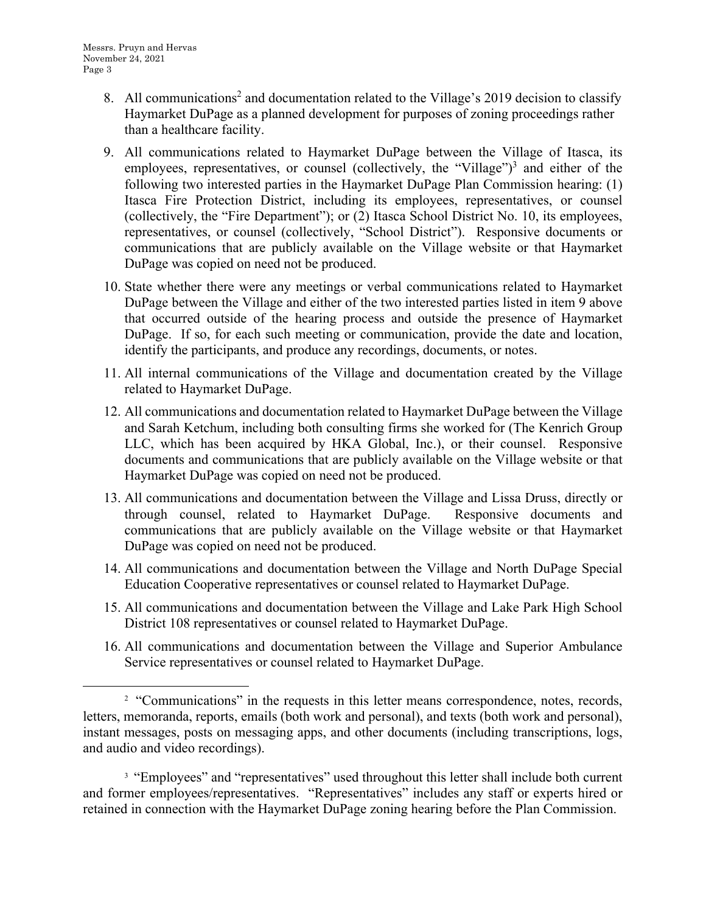8. All communications[2] and documentation related to the Village's 2019 decision to classify Haymarket DuPage as a planned development for purposes of zoning proceedings rather than a healthcare facility.

9. All communications related to Haymarket DuPage between the Village of Itasca, its employees, representatives, or counsel (collectively, the "Village")[3] and either of the following two interested parties in the Haymarket DuPage Plan Commission hearing: (1) Itasca Fire Protection District, including its employees, representatives, or counsel (collectively, the "Fire Department"); or (2) Itasca School District No. 10, its employees, representatives, or counsel (collectively, "School District"). Responsive documents or communications that are publicly available on the Village website or that Haymarket DuPage was copied on need not be produced.

10. State whether there were any meetings or verbal communications related to Haymarket DuPage between the Village and either of the two interested parties listed in item 9 above that occurred outside of the hearing process and outside the presence of Haymarket DuPage. If so, for each such meeting or communication, provide the date and location, identify the participants, and produce any recordings, documents, or notes.

11. All internal communications of the Village and documentation created by the Village related to Haymarket DuPage.

12. All communications and documentation related to Haymarket DuPage between the Village and Sarah Ketchum, including both consulting firms she worked for (The Kenrich Group LLC, which has been acquired by HKA Global, Inc.), or their counsel. Responsive documents and communications that are publicly available on the Village website or that Haymarket DuPage was copied on need not be produced.

13. All communications and documentation between the Village and Lissa Druss, directly or through counsel, related to Haymarket DuPage. Responsive documents and communications that are publicly available on the Village website or that Haymarket DuPage was copied on need not be produced.

14. All communications and documentation between the Village and North DuPage Special Education Cooperative representatives or counsel related to Haymarket DuPage.

15. All communications and documentation between the Village and Lake Park High School District 108 representatives or counsel related to Haymarket DuPage.

16. All communications and documentation between the Village and Superior Ambulance Service representatives or counsel related to Haymarket DuPage.

---

[2] "Communications" in the requests in this letter means correspondence, notes, records, letters, memoranda, reports, emails (both work and personal), and texts (both work and personal), instant messages, posts on messaging apps, and other documents (including transcriptions, logs, and audio and video recordings).

[3] "Employees" and "representatives" used throughout this letter shall include both current and former employees/representatives. "Representatives" includes any staff or experts hired or retained in connection with the Haymarket DuPage zoning hearing before the Plan Commission.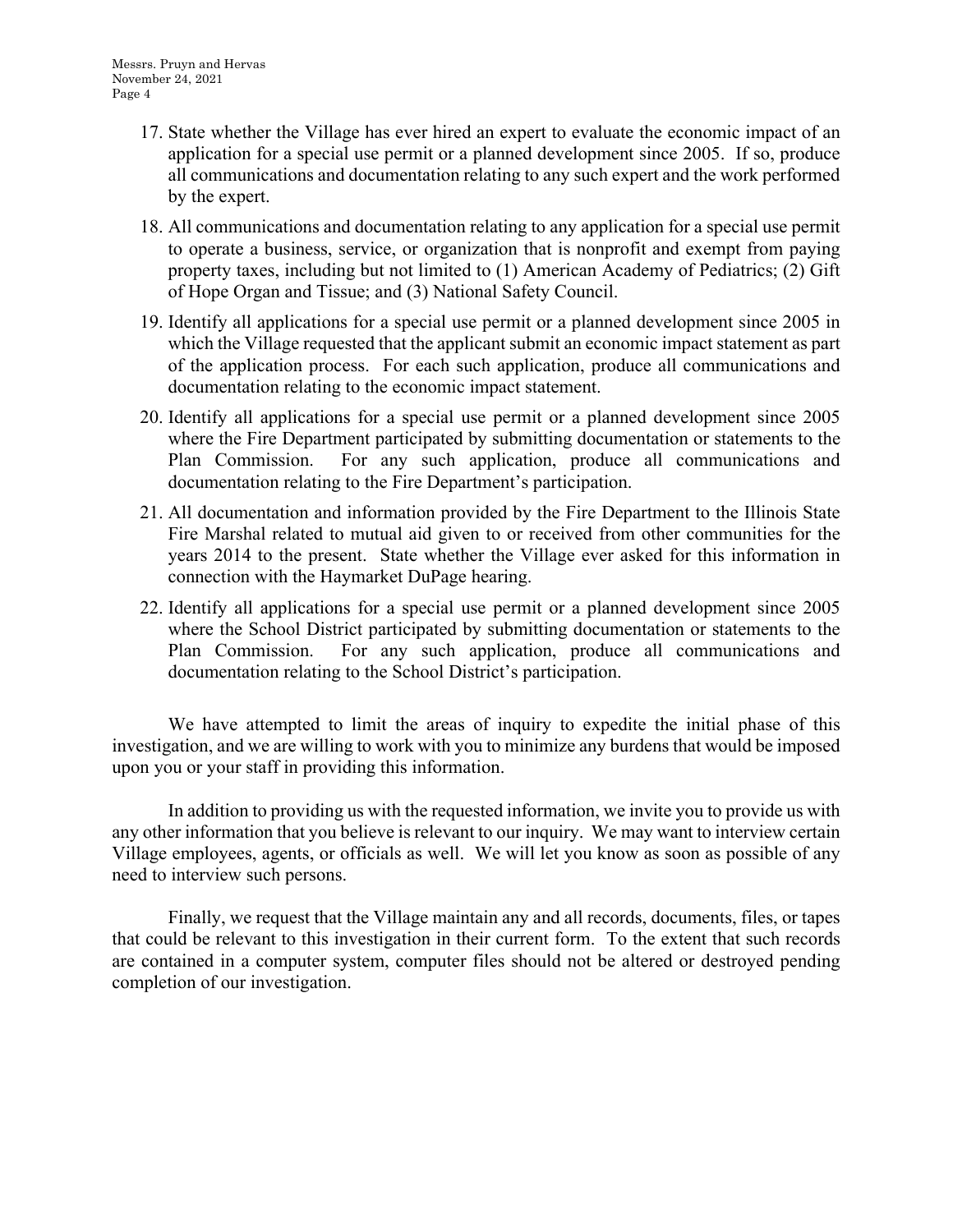17. State whether the Village has ever hired an expert to evaluate the economic impact of an application for a special use permit or a planned development since 2005. If so, produce all communications and documentation relating to any such expert and the work performed by the expert.

18. All communications and documentation relating to any application for a special use permit to operate a business, service, or organization that is nonprofit and exempt from paying property taxes, including but not limited to (1) American Academy of Pediatrics; (2) Gift of Hope Organ and Tissue; and (3) National Safety Council.

19. Identify all applications for a special use permit or a planned development since 2005 in which the Village requested that the applicant submit an economic impact statement as part of the application process. For each such application, produce all communications and documentation relating to the economic impact statement.

20. Identify all applications for a special use permit or a planned development since 2005 where the Fire Department participated by submitting documentation or statements to the Plan Commission. For any such application, produce all communications and documentation relating to the Fire Department's participation.

21. All documentation and information provided by the Fire Department to the Illinois State Fire Marshal related to mutual aid given to or received from other communities for the years 2014 to the present. State whether the Village ever asked for this information in connection with the Haymarket DuPage hearing.

22. Identify all applications for a special use permit or a planned development since 2005 where the School District participated by submitting documentation or statements to the Plan Commission. For any such application, produce all communications and documentation relating to the School District's participation.

We have attempted to limit the areas of inquiry to expedite the initial phase of this investigation, and we are willing to work with you to minimize any burdens that would be imposed upon you or your staff in providing this information.

In addition to providing us with the requested information, we invite you to provide us with any other information that you believe is relevant to our inquiry. We may want to interview certain Village employees, agents, or officials as well. We will let you know as soon as possible of any need to interview such persons.

Finally, we request that the Village maintain any and all records, documents, files, or tapes that could be relevant to this investigation in their current form. To the extent that such records are contained in a computer system, computer files should not be altered or destroyed pending completion of our investigation.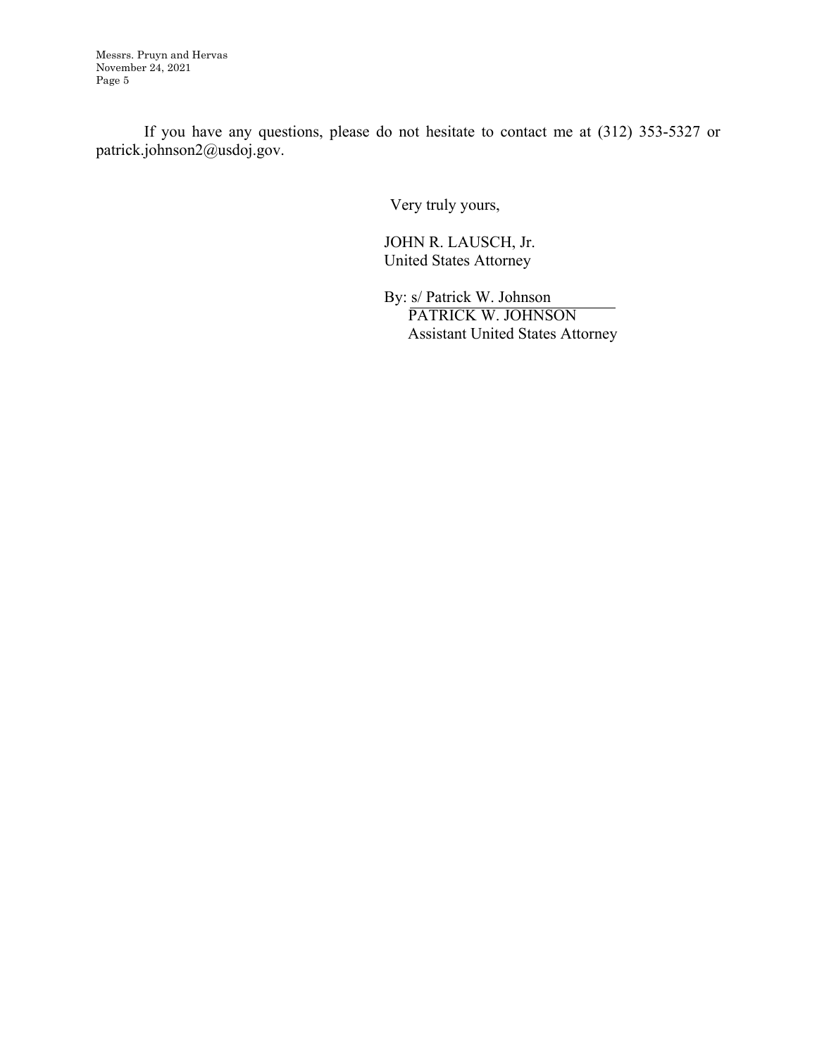If you have any questions, please do not hesitate to contact me at (312) 353-5327 or patrick.johnson2@usdoj.gov.

Very truly yours,

JOHN R. LAUSCH, Jr.
United States Attorney

By: s/ Patrick W. Johnson
PATRICK W. JOHNSON
Assistant United States Attorney